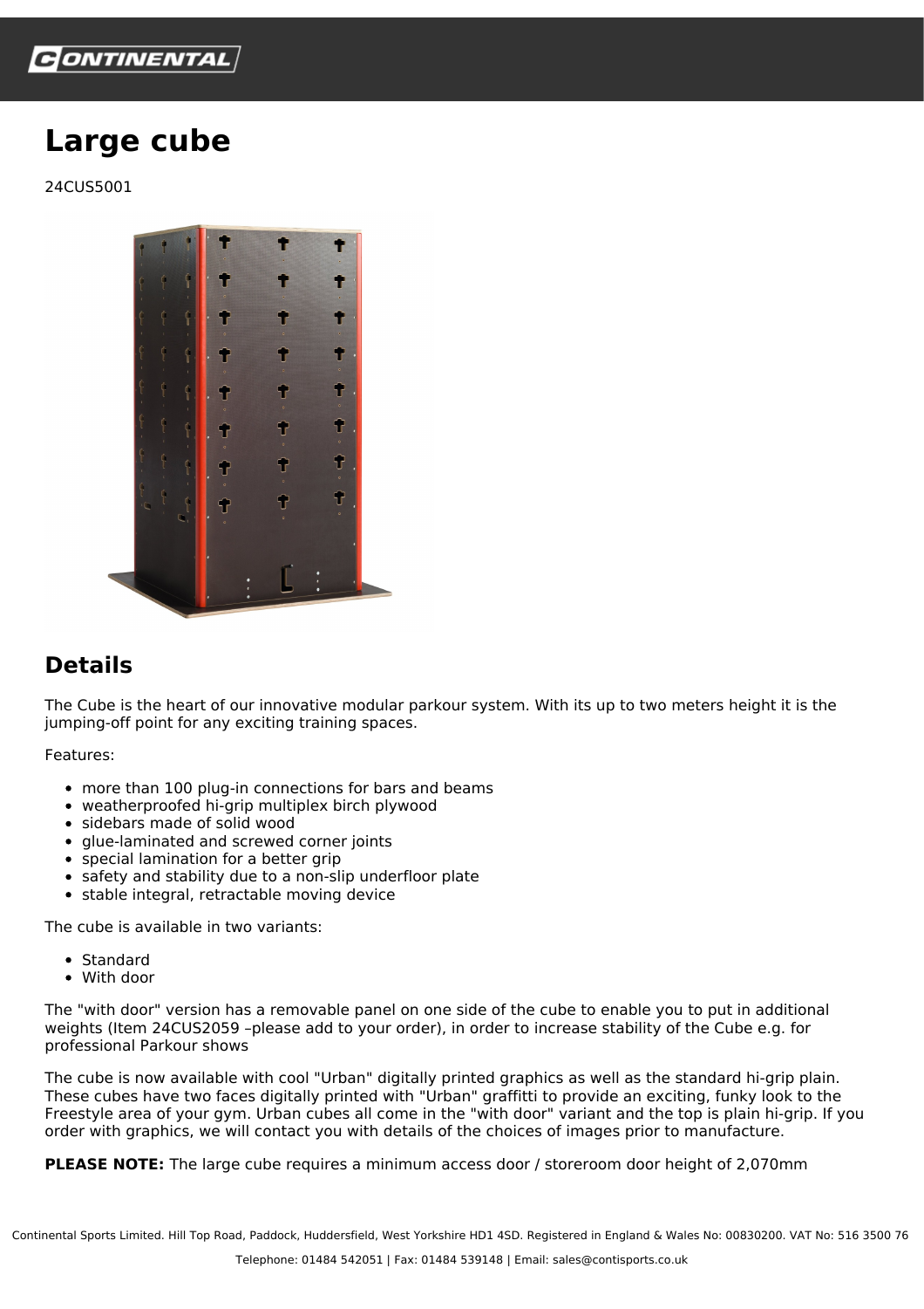# Large cube

24CUS5001

## Details

The Cube is the heart of our innovative modular parkour system. With its up to two meters height it is the jumping-off point for any exciting training spaces.

Features:

- more than 100 plug-in connections for bars and beams
- weatherproofed hi-grip multiplex birch plywood
- sidebars made of solid wood
- glue-laminated and screwed corner joints
- special lamination for a better grip
- safety and stability due to a non-slip underfloor plate
- stable integral, retractable moving device

The cube is available in two variants:

- Standard
- With door

The "with door" version has a removable panel on one side of the cube to enable you to put in additional weights (Item 24CUS2059 –please add to your order), in order to increase stability of the Cube e.g. for professional Parkour shows

The cube is now available with cool "Urban" digitally printed graphics as well as the standard hi-grip plain. These cubes have two faces digitally printed with "Urban" graffitti to provide an exciting, funky look to the Freestyle area of your gym. Urban cubes all come in the "with door" variant and the top is plain hi-grip. If you order with graphics, we will contact you with details of the choices of images prior to manufacture.

**PLEASE NOTE:** The large cube requires a minimum access door / storeroom door height of 2,070mm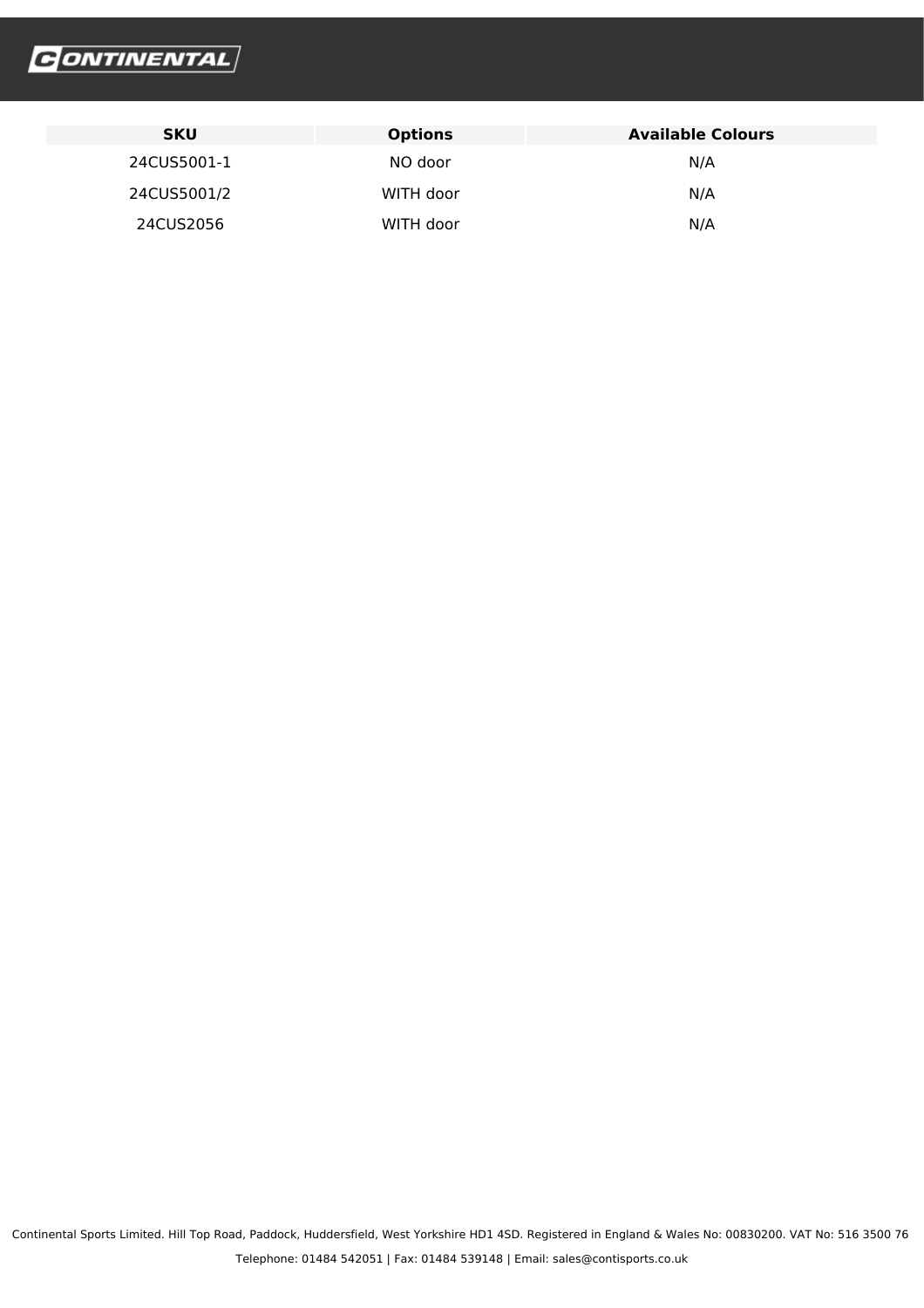| SKU | Options | Available Colours |
| --- | --- | --- |
| 24CUS5001-1 | NO door | N/A |
| 24CUS5001/2 | WITH door | N/A |
| 24CUS2056 | WITH door | N/A |

Continental Sports Limited. Hill Top Road, Paddock, Huddersfield, West Yorkshire HD1 4SD. Registered in England & Wales No: 00830200. VAT No: 516 3500 76

Telephone: 01484 542051 | Fax: 01484 539148 | Email: sales@contisports.co.uk